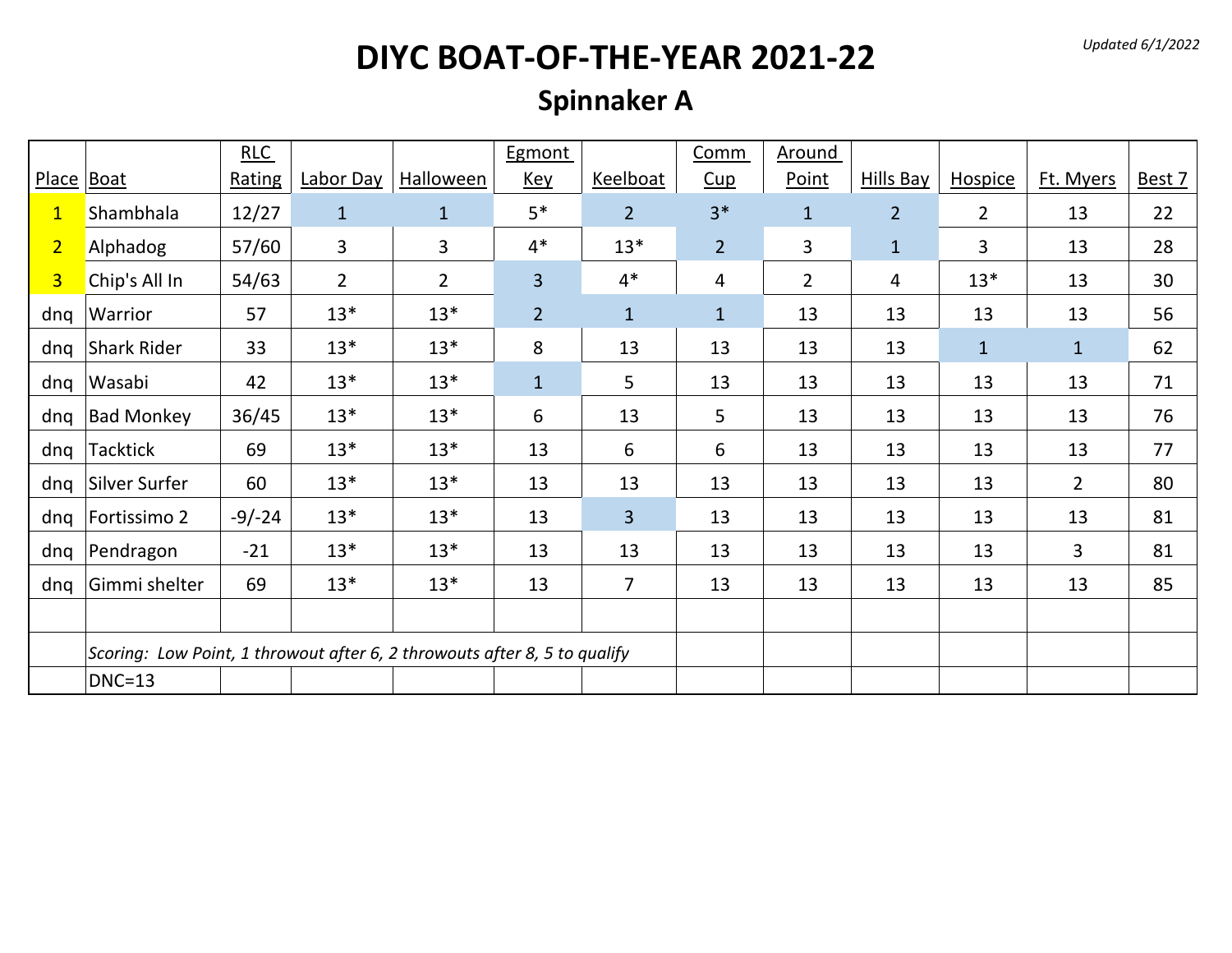*Updated 6/1/2022*

# DIYC BOAT-OF-THE-YEAR 2021-22

## Spinnaker A

| Place | Boat | RLC Rating | Labor Day | Halloween | Egmont Key | Keelboat | Comm Cup | Around Point | Hills Bay | Hospice | Ft. Myers | Best 7 |
|---|---|---|---|---|---|---|---|---|---|---|---|---|
| 1 | Shambhala | 12/27 | 1 | 1 | 5* | 2 | 3* | 1 | 2 | 2 | 13 | 22 |
| 2 | Alphadog | 57/60 | 3 | 3 | 4* | 13* | 2 | 3 | 1 | 3 | 13 | 28 |
| 3 | Chip's All In | 54/63 | 2 | 2 | 3 | 4* | 4 | 2 | 4 | 13* | 13 | 30 |
| dnq | Warrior | 57 | 13* | 13* | 2 | 1 | 1 | 13 | 13 | 13 | 13 | 56 |
| dnq | Shark Rider | 33 | 13* | 13* | 8 | 13 | 13 | 13 | 13 | 1 | 1 | 62 |
| dnq | Wasabi | 42 | 13* | 13* | 1 | 5 | 13 | 13 | 13 | 13 | 13 | 71 |
| dnq | Bad Monkey | 36/45 | 13* | 13* | 6 | 13 | 5 | 13 | 13 | 13 | 13 | 76 |
| dnq | Tacktick | 69 | 13* | 13* | 13 | 6 | 6 | 13 | 13 | 13 | 13 | 77 |
| dnq | Silver Surfer | 60 | 13* | 13* | 13 | 13 | 13 | 13 | 13 | 13 | 2 | 80 |
| dnq | Fortissimo 2 | -9/-24 | 13* | 13* | 13 | 3 | 13 | 13 | 13 | 13 | 13 | 81 |
| dnq | Pendragon | -21 | 13* | 13* | 13 | 13 | 13 | 13 | 13 | 13 | 3 | 81 |
| dnq | Gimmi shelter | 69 | 13* | 13* | 13 | 7 | 13 | 13 | 13 | 13 | 13 | 85 |

*Scoring: Low Point, 1 throwout after 6, 2 throwouts after 8, 5 to qualify*

DNC=13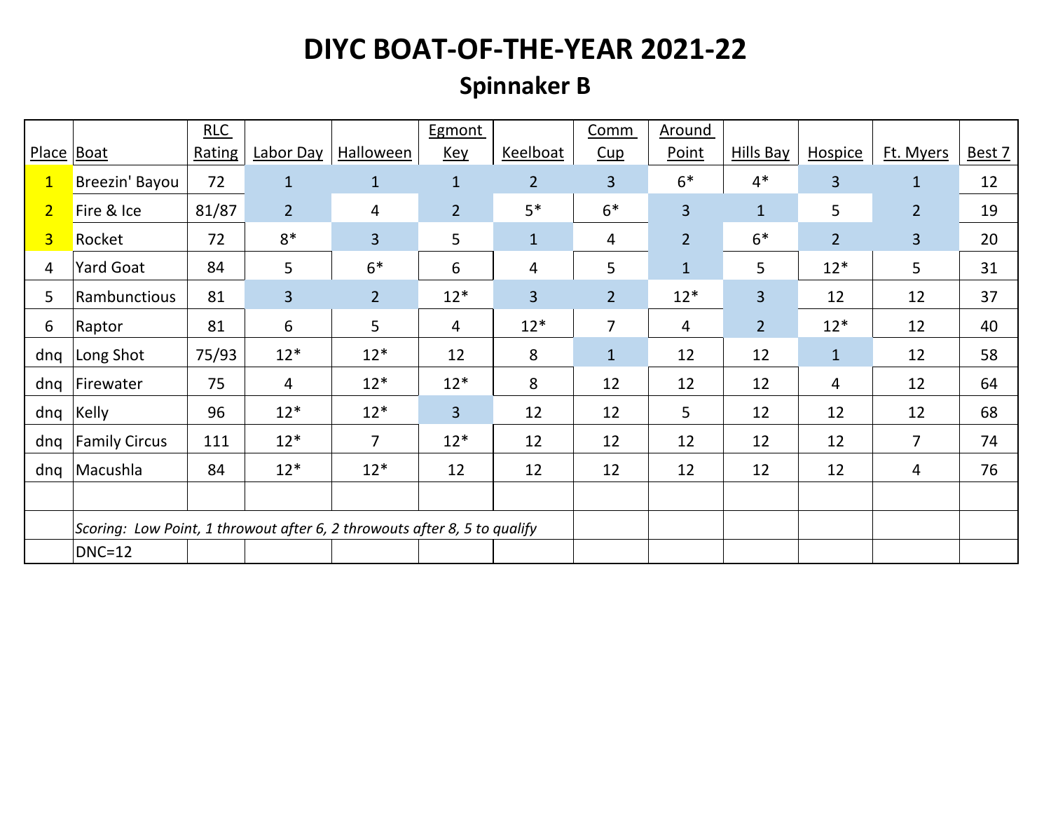# DIYC BOAT-OF-THE-YEAR 2021-22

## Spinnaker B

| Place | Boat | RLC Rating | Labor Day | Halloween | Egmont Key | Keelboat | Comm Cup | Around Point | Hills Bay | Hospice | Ft. Myers | Best 7 |
|---|---|---|---|---|---|---|---|---|---|---|---|---|
| 1 | Breezin' Bayou | 72 | 1 | 1 | 1 | 2 | 3 | 6* | 4* | 3 | 1 | 12 |
| 2 | Fire & Ice | 81/87 | 2 | 4 | 2 | 5* | 6* | 3 | 1 | 5 | 2 | 19 |
| 3 | Rocket | 72 | 8* | 3 | 5 | 1 | 4 | 2 | 6* | 2 | 3 | 20 |
| 4 | Yard Goat | 84 | 5 | 6* | 6 | 4 | 5 | 1 | 5 | 12* | 5 | 31 |
| 5 | Rambunctious | 81 | 3 | 2 | 12* | 3 | 2 | 12* | 3 | 12 | 12 | 37 |
| 6 | Raptor | 81 | 6 | 5 | 4 | 12* | 7 | 4 | 2 | 12* | 12 | 40 |
| dnq | Long Shot | 75/93 | 12* | 12* | 12 | 8 | 1 | 12 | 12 | 1 | 12 | 58 |
| dnq | Firewater | 75 | 4 | 12* | 12* | 8 | 12 | 12 | 12 | 4 | 12 | 64 |
| dnq | Kelly | 96 | 12* | 12* | 3 | 12 | 12 | 5 | 12 | 12 | 12 | 68 |
| dnq | Family Circus | 111 | 12* | 7 | 12* | 12 | 12 | 12 | 12 | 12 | 7 | 74 |
| dnq | Macushla | 84 | 12* | 12* | 12 | 12 | 12 | 12 | 12 | 12 | 4 | 76 |

*Scoring: Low Point, 1 throwout after 6, 2 throwouts after 8, 5 to qualify*

DNC=12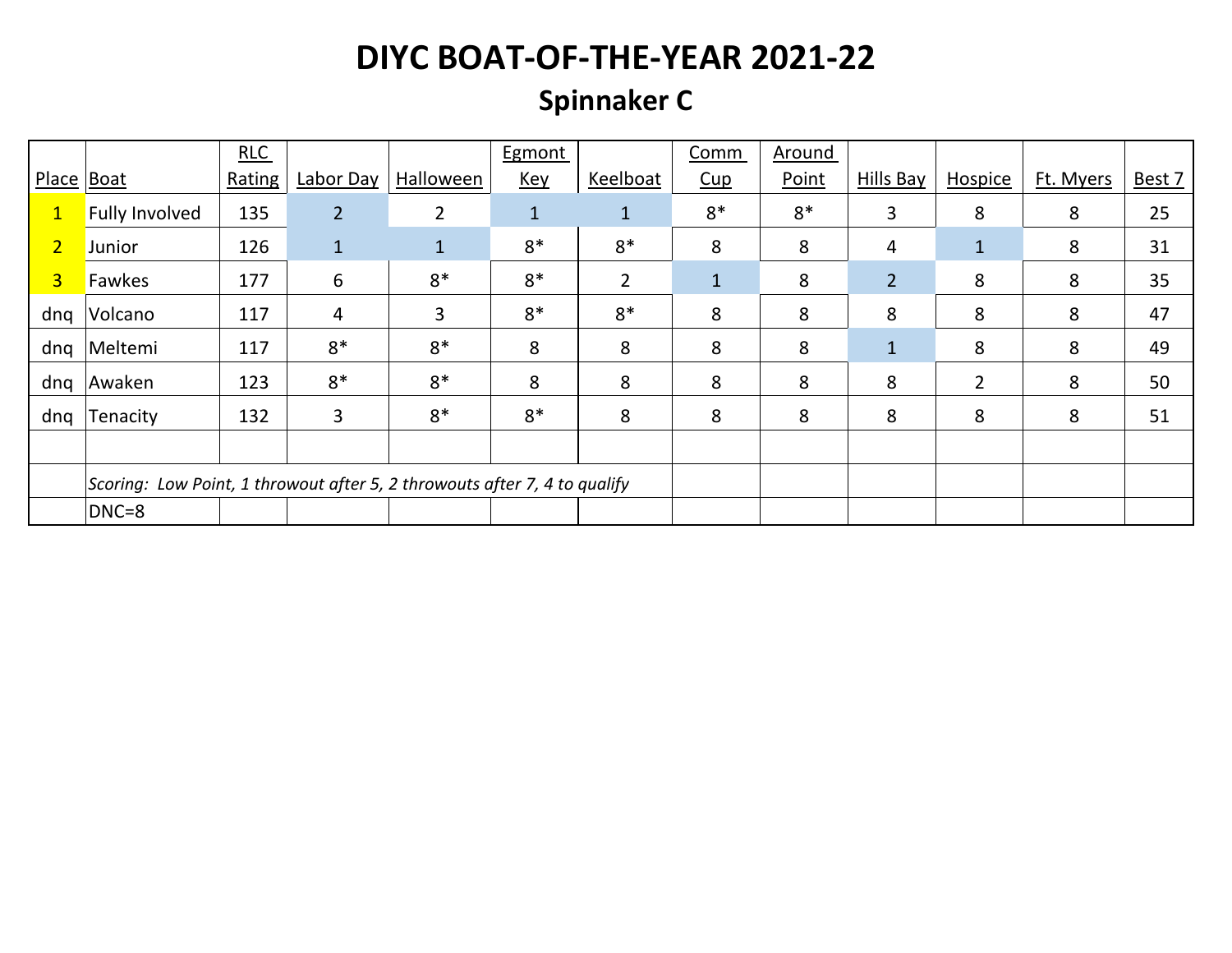# DIYC BOAT-OF-THE-YEAR 2021-22

## Spinnaker C

| Place | Boat | RLC Rating | Labor Day | Halloween | Egmont Key | Keelboat | Comm Cup | Around Point | Hills Bay | Hospice | Ft. Myers | Best 7 |
|---|---|---|---|---|---|---|---|---|---|---|---|---|
| 1 | Fully Involved | 135 | 2 | 2 | 1 | 1 | 8* | 8* | 3 | 8 | 8 | 25 |
| 2 | Junior | 126 | 1 | 1 | 8* | 8* | 8 | 8 | 4 | 1 | 8 | 31 |
| 3 | Fawkes | 177 | 6 | 8* | 8* | 2 | 1 | 8 | 2 | 8 | 8 | 35 |
| dnq | Volcano | 117 | 4 | 3 | 8* | 8* | 8 | 8 | 8 | 8 | 8 | 47 |
| dnq | Meltemi | 117 | 8* | 8* | 8 | 8 | 8 | 8 | 1 | 8 | 8 | 49 |
| dnq | Awaken | 123 | 8* | 8* | 8 | 8 | 8 | 8 | 8 | 2 | 8 | 50 |
| dnq | Tenacity | 132 | 3 | 8* | 8* | 8 | 8 | 8 | 8 | 8 | 8 | 51 |
| | | | | | | | | | | | | |
| | *Scoring: Low Point, 1 throwout after 5, 2 throwouts after 7, 4 to qualify* | | | | | | | | | | | |
| | DNC=8 | | | | | | | | | | | |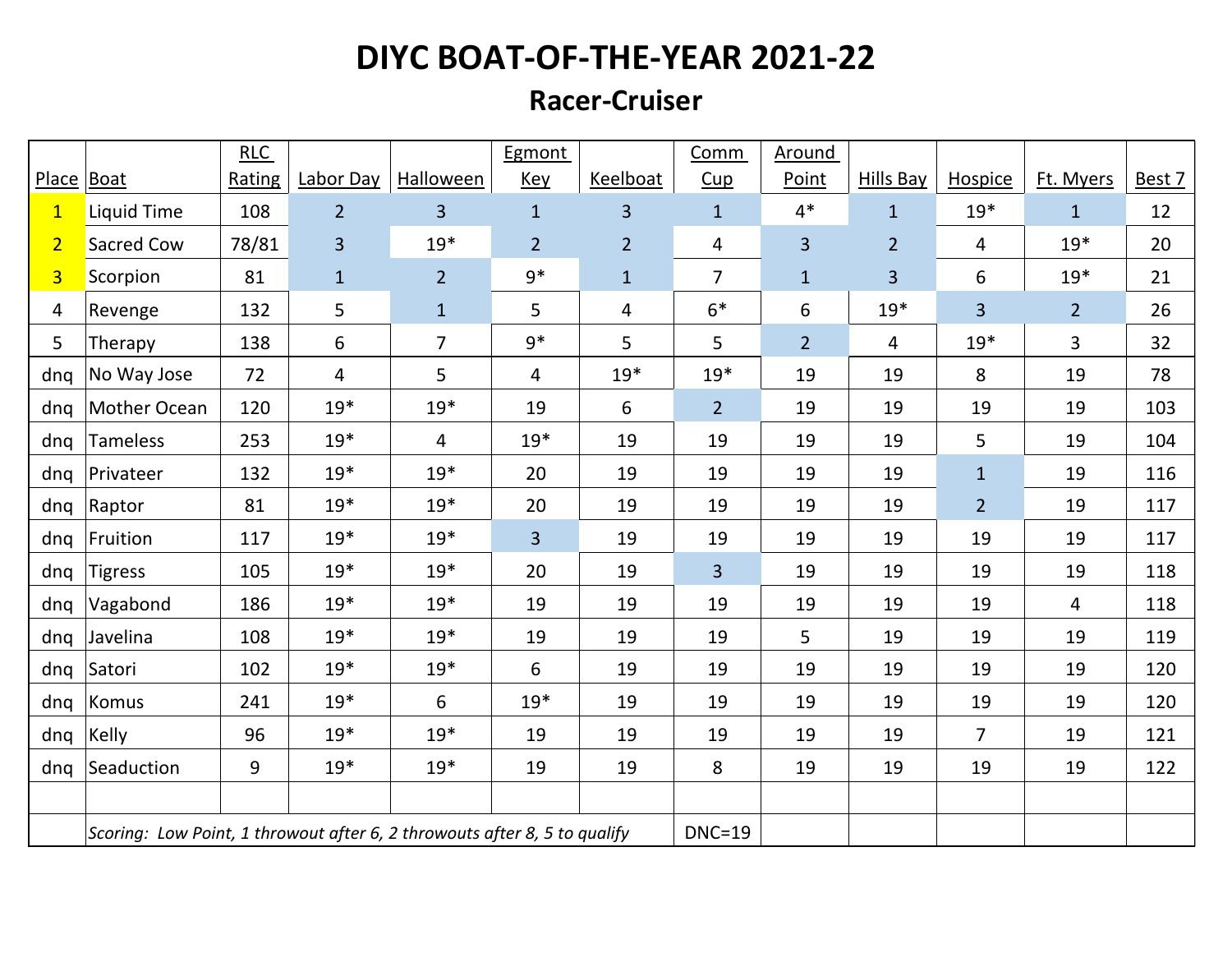# DIYC BOAT-OF-THE-YEAR 2021-22

## Racer-Cruiser

| Place | Boat | RLC Rating | Labor Day | Halloween | Egmont Key | Keelboat | Comm Cup | Around Point | Hills Bay | Hospice | Ft. Myers | Best 7 |
|---|---|---|---|---|---|---|---|---|---|---|---|---|
| 1 | Liquid Time | 108 | 2 | 3 | 1 | 3 | 1 | 4* | 1 | 19* | 1 | 12 |
| 2 | Sacred Cow | 78/81 | 3 | 19* | 2 | 2 | 4 | 3 | 2 | 4 | 19* | 20 |
| 3 | Scorpion | 81 | 1 | 2 | 9* | 1 | 7 | 1 | 3 | 6 | 19* | 21 |
| 4 | Revenge | 132 | 5 | 1 | 5 | 4 | 6* | 6 | 19* | 3 | 2 | 26 |
| 5 | Therapy | 138 | 6 | 7 | 9* | 5 | 5 | 2 | 4 | 19* | 3 | 32 |
| dnq | No Way Jose | 72 | 4 | 5 | 4 | 19* | 19* | 19 | 19 | 8 | 19 | 78 |
| dnq | Mother Ocean | 120 | 19* | 19* | 19 | 6 | 2 | 19 | 19 | 19 | 19 | 103 |
| dnq | Tameless | 253 | 19* | 4 | 19* | 19 | 19 | 19 | 19 | 5 | 19 | 104 |
| dnq | Privateer | 132 | 19* | 19* | 20 | 19 | 19 | 19 | 19 | 1 | 19 | 116 |
| dnq | Raptor | 81 | 19* | 19* | 20 | 19 | 19 | 19 | 19 | 2 | 19 | 117 |
| dnq | Fruition | 117 | 19* | 19* | 3 | 19 | 19 | 19 | 19 | 19 | 19 | 117 |
| dnq | Tigress | 105 | 19* | 19* | 20 | 19 | 3 | 19 | 19 | 19 | 19 | 118 |
| dnq | Vagabond | 186 | 19* | 19* | 19 | 19 | 19 | 19 | 19 | 19 | 4 | 118 |
| dnq | Javelina | 108 | 19* | 19* | 19 | 19 | 19 | 5 | 19 | 19 | 19 | 119 |
| dnq | Satori | 102 | 19* | 19* | 6 | 19 | 19 | 19 | 19 | 19 | 19 | 120 |
| dnq | Komus | 241 | 19* | 6 | 19* | 19 | 19 | 19 | 19 | 19 | 19 | 120 |
| dnq | Kelly | 96 | 19* | 19* | 19 | 19 | 19 | 19 | 19 | 7 | 19 | 121 |
| dnq | Seaduction | 9 | 19* | 19* | 19 | 19 | 8 | 19 | 19 | 19 | 19 | 122 |
| | | | | | | | | | | | | |
| | *Scoring: Low Point, 1 throwout after 6, 2 throwouts after 8, 5 to qualify* | | | | | DNC=19 | | | | | | |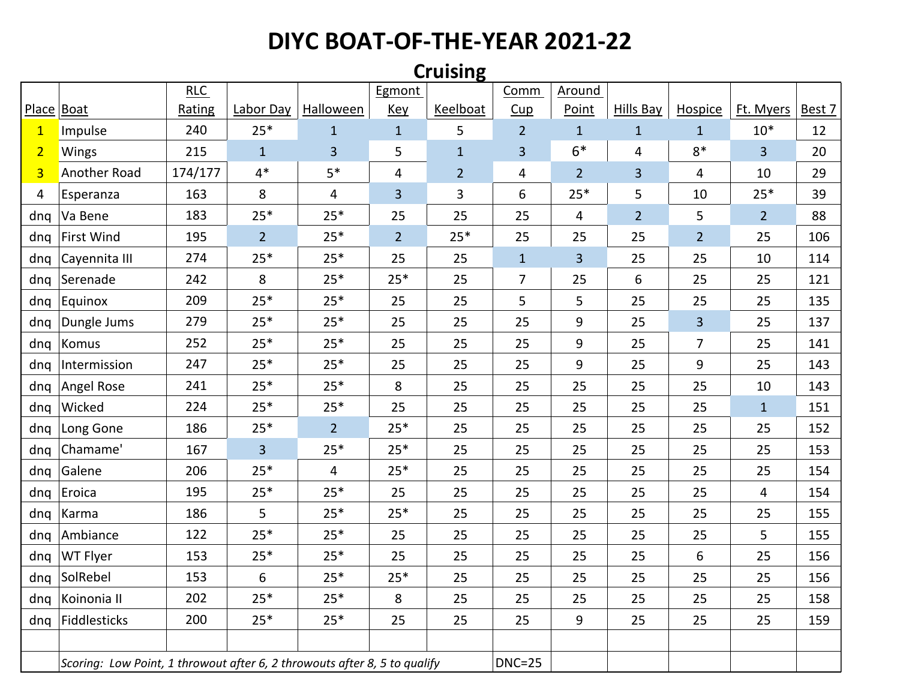# DIYC BOAT-OF-THE-YEAR 2021-22

## Cruising

| Place | Boat | RLC Rating | Labor Day | Halloween | Egmont Key | Keelboat | Comm Cup | Around Point | Hills Bay | Hospice | Ft. Myers | Best 7 |
|---|---|---|---|---|---|---|---|---|---|---|---|---|
| 1 | Impulse | 240 | 25* | 1 | 1 | 5 | 2 | 1 | 1 | 1 | 10* | 12 |
| 2 | Wings | 215 | 1 | 3 | 5 | 1 | 3 | 6* | 4 | 8* | 3 | 20 |
| 3 | Another Road | 174/177 | 4* | 5* | 4 | 2 | 4 | 2 | 3 | 4 | 10 | 29 |
| 4 | Esperanza | 163 | 8 | 4 | 3 | 3 | 6 | 25* | 5 | 10 | 25* | 39 |
| dnq | Va Bene | 183 | 25* | 25* | 25 | 25 | 25 | 4 | 2 | 5 | 2 | 88 |
| dnq | First Wind | 195 | 2 | 25* | 2 | 25* | 25 | 25 | 25 | 2 | 25 | 106 |
| dnq | Cayennita III | 274 | 25* | 25* | 25 | 25 | 1 | 3 | 25 | 25 | 10 | 114 |
| dnq | Serenade | 242 | 8 | 25* | 25* | 25 | 7 | 25 | 6 | 25 | 25 | 121 |
| dnq | Equinox | 209 | 25* | 25* | 25 | 25 | 5 | 5 | 25 | 25 | 25 | 135 |
| dnq | Dungle Jums | 279 | 25* | 25* | 25 | 25 | 25 | 9 | 25 | 3 | 25 | 137 |
| dnq | Komus | 252 | 25* | 25* | 25 | 25 | 25 | 9 | 25 | 7 | 25 | 141 |
| dnq | Intermission | 247 | 25* | 25* | 25 | 25 | 25 | 9 | 25 | 9 | 25 | 143 |
| dnq | Angel Rose | 241 | 25* | 25* | 8 | 25 | 25 | 25 | 25 | 25 | 10 | 143 |
| dnq | Wicked | 224 | 25* | 25* | 25 | 25 | 25 | 25 | 25 | 25 | 1 | 151 |
| dnq | Long Gone | 186 | 25* | 2 | 25* | 25 | 25 | 25 | 25 | 25 | 25 | 152 |
| dnq | Chamame' | 167 | 3 | 25* | 25* | 25 | 25 | 25 | 25 | 25 | 25 | 153 |
| dnq | Galene | 206 | 25* | 4 | 25* | 25 | 25 | 25 | 25 | 25 | 25 | 154 |
| dnq | Eroica | 195 | 25* | 25* | 25 | 25 | 25 | 25 | 25 | 25 | 4 | 154 |
| dnq | Karma | 186 | 5 | 25* | 25* | 25 | 25 | 25 | 25 | 25 | 25 | 155 |
| dnq | Ambiance | 122 | 25* | 25* | 25 | 25 | 25 | 25 | 25 | 25 | 5 | 155 |
| dnq | WT Flyer | 153 | 25* | 25* | 25 | 25 | 25 | 25 | 25 | 6 | 25 | 156 |
| dnq | SolRebel | 153 | 6 | 25* | 25* | 25 | 25 | 25 | 25 | 25 | 25 | 156 |
| dnq | Koinonia II | 202 | 25* | 25* | 8 | 25 | 25 | 25 | 25 | 25 | 25 | 158 |
| dnq | Fiddlesticks | 200 | 25* | 25* | 25 | 25 | 25 | 9 | 25 | 25 | 25 | 159 |

*Scoring: Low Point, 1 throwout after 6, 2 throwouts after 8, 5 to qualify*

DNC=25